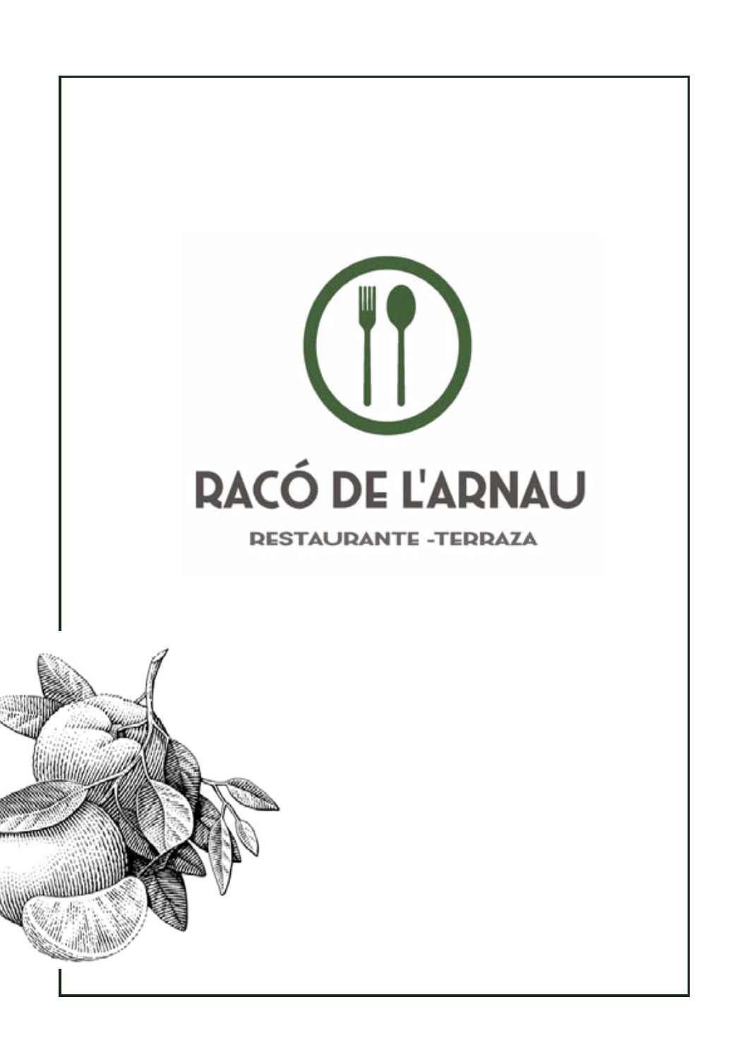# RACÓ DE L'ARNAU

RESTAURANTE -TERRAZA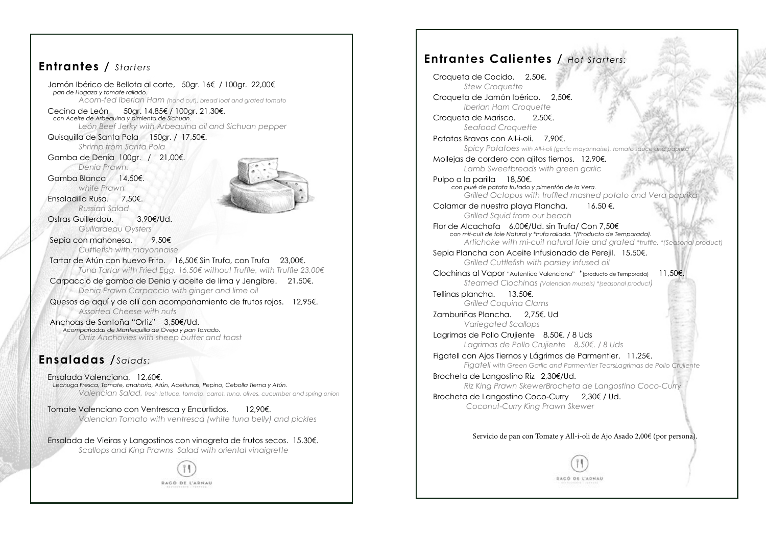## **Entrantes /** *Starters*

Jamón Ibérico de Bellota al corte, 50gr. 16€ / 100gr. 22,00€
*pan de Hogaza y tomate rallado.*
*Acorn-fed Iberian Ham (hand cut), bread loaf and grated tomato*

Cecina de León 50gr. 14,85€ / 100gr. 21,30€.
*con Aceite de Arbequina y pimienta de Sichuan.*
*León Beef Jerky with Arbequina oil and Sichuan pepper*

Quisquilla de Santa Pola 150gr. / 17,50€.
*Shrimp from Santa Pola*

Gamba de Denia 100gr. / 21,00€.
*Denia Prawn.*

Gamba Blanca 14,50€.
*white Prawn*

Ensaladilla Rusa. 7,50€.
*Russian Salad*

Ostras Guillerdau. 3,90€/Ud.
*Guillardeau Oysters*

Sepia con mahonesa. 9,50€
*Cuttlefish with mayonnaise*

Tartar de Atún con huevo Frito. 16,50€ Sin Trufa, con Trufa 23,00€.
*Tuna Tartar with Fried Egg. 16,50€ without Truffle, with Truffle 23,00€*

Carpaccio de gamba de Denia y aceite de lima y Jengibre. 21,50€.
*Denia Prawn Carpaccio with ginger and lime oil*

Quesos de aquí y de allí con acompañamiento de frutos rojos. 12,95€.
*Assorted Cheese with nuts*

Anchoas de Santoña "Ortiz" 3,50€/Ud.
*Acompañadas de Mantequilla de Oveja y pan Torrado.*
*Ortiz Anchovies with sheep butter and toast*

## **Ensaladas /** *Salads:*

Ensalada Valenciana, 12,60€.
*Lechuga Fresca, Tomate, anahoria, Atún, Aceitunas, Pepino, Cebolla Tierna y Atún.*
*Valencian Salad, fresh lettuce, tomato, carrot, tuna, olives, cucumber and spring onion*

Tomate Valenciano con Ventresca y Encurtidos. 12,90€.
*Valencian Tomato with ventresca (white tuna belly) and pickles*

Ensalada de Vieiras y Langostinos con vinagreta de frutos secos. 15.30€.
*Scallops and King Prawns Salad with oriental vinaigrette*

## **Entrantes Calientes /** *Hot Starters:*

Croqueta de Cocido. 2,50€.
*Stew Croquette*

Croqueta de Jamón Ibérico. 2,50€.
*Iberian Ham Croquette*

Croqueta de Marisco. 2,50€.
*Seafood Croquette*

Patatas Bravas con All-i-oli. 7,90€.
*Spicy Potatoes with All-i-oli (garlic mayonnaise), tomato sauce and paprika*

Mollejas de cordero con ajitos tiernos. 12,90€.
*Lamb Sweetbreads with green garlic*

Pulpo a la parilla 18,50€.
*con puré de patata trufado y pimentón de la Vera.*
*Grilled Octopus with truffled mashed potato and Vera paprika*

Calamar de nuestra playa Plancha. 16,50 €.
*Grilled Squid from our beach*

Flor de Alcachofa 6,00€/Ud. sin Trufa/ Con 7,50€
*con mit-cuit de foie Natural y *trufa rallada. *(Producto de Temporada).*
*Artichoke with mi-cuit natural foie and grated *truffle. *(Seasonal product)*

Sepia Plancha con Aceite Infusionado de Perejil. 15,50€.
*Grilled Cuttlefish with parsley infused oil*

Clochinas al Vapor "Autentica Valenciana" *(producto de Temporada) 11,50€.
*Steamed Clochinas (Valencian mussels) *(seasonal product)*

Tellinas plancha. 13,50€.
*Grilled Coquina Clams*

Zamburiñas Plancha. 2,75€. Ud
*Variegated Scallops*

Lagrimas de Pollo Crujiente 8,50€. / 8 Uds
*Lagrimas de Pollo Crujiente 8,50€. / 8 Uds*

Figatell con Ajos Tiernos y Lágrimas de Parmentier. 11,25€.
*Figatell with Green Garlic and Parmentier TearsLagrimas de Pollo Crujiente*

Brocheta de Langostino Riz 2,30€/Ud.
*Riz King Prawn SkewerBrocheta de Langostino Coco-Curry*

Brocheta de Langostino Coco-Curry 2,30€ / Ud.
*Coconut-Curry King Prawn Skewer*

Servicio de pan con Tomate y All-i-oli de Ajo Asado 2,00€ (por persona).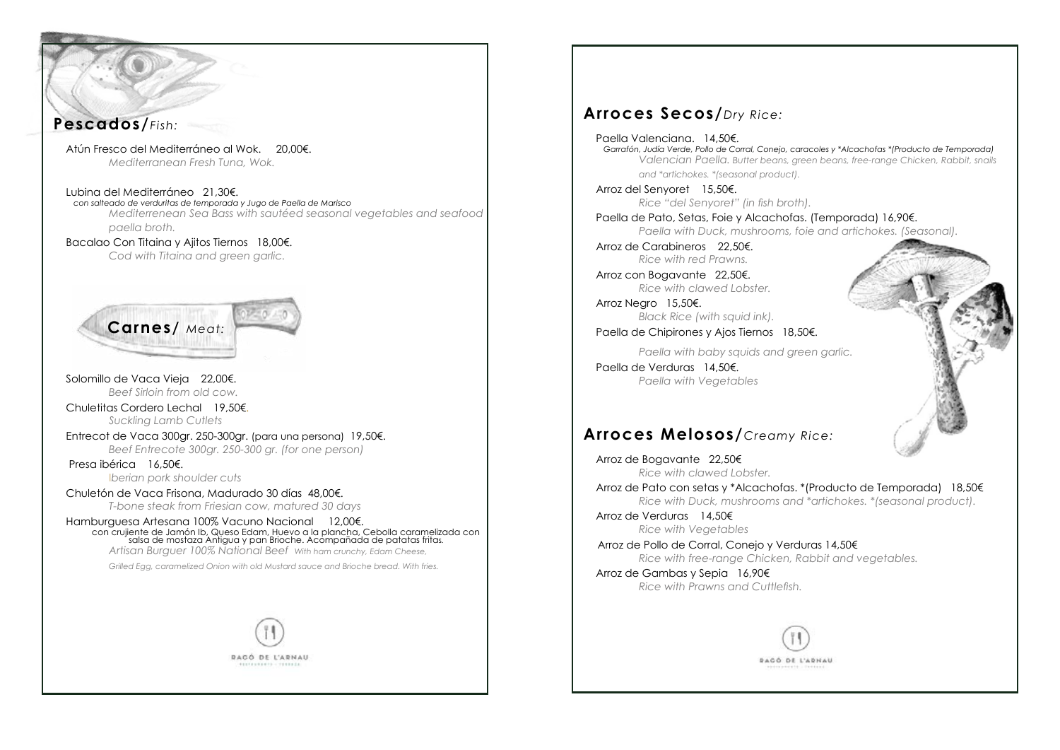## **Pescados/***Fish:*

Atún Fresco del Mediterráneo al Wok. 20,00€.
*Mediterranean Fresh Tuna, Wok.*

Lubina del Mediterráneo 21,30€.
*con salteado de verduritas de temporada y Jugo de Paella de Marisco*
*Mediterrenean Sea Bass with sautéed seasonal vegetables and seafood paella broth.*

Bacalao Con Titaina y Ajitos Tiernos 18,00€.
*Cod with Titaina and green garlic.*

## **Carnes/** *Meat:*

Solomillo de Vaca Vieja 22,00€.
*Beef Sirloin from old cow.*

Chuletitas Cordero Lechal 19,50€.
*Suckling Lamb Cutlets*

Entrecot de Vaca 300gr. 250-300gr. (para una persona) 19,50€.
*Beef Entrecote 300gr. 250-300 gr. (for one person)*

Presa ibérica 16,50€.
*Iberian pork shoulder cuts*

Chuletón de Vaca Frisona, Madurado 30 días 48,00€.
*T-bone steak from Friesian cow, matured 30 days*

Hamburguesa Artesana 100% Vacuno Nacional 12,00€.
con crujiente de Jamón Ib, Queso Edam, Huevo a la plancha, Cebolla caramelizada con salsa de mostaza Antigua y pan Brioche. Acompañada de patatas fritas.
*Artisan Burguer 100% National Beef With ham crunchy, Edam Cheese, Grilled Egg, caramelized Onion with old Mustard sauce and Brioche bread. With fries.*

## **Arroces Secos/***Dry Rice:*

Paella Valenciana. 14,50€.
*Garrafón, Judía Verde, Pollo de Corral, Conejo, caracoles y *Alcachofas *(Producto de Temporada)*
*Valencian Paella. Butter beans, green beans, free-range Chicken, Rabbit, snails and *artichokes. *(seasonal product).*

Arroz del Senyoret 15,50€.
*Rice "del Senyoret" (in fish broth).*

Paella de Pato, Setas, Foie y Alcachofas. (Temporada) 16,90€.
*Paella with Duck, mushrooms, foie and artichokes. (Seasonal).*

Arroz de Carabineros 22,50€.
*Rice with red Prawns.*

Arroz con Bogavante 22,50€.
*Rice with clawed Lobster.*

Arroz Negro 15,50€.
*Black Rice (with squid ink).*

Paella de Chipirones y Ajos Tiernos 18,50€.
*Paella with baby squids and green garlic.*

Paella de Verduras 14,50€.
*Paella with Vegetables*

## **Arroces Melosos/***Creamy Rice:*

Arroz de Bogavante 22,50€
*Rice with clawed Lobster.*

Arroz de Pato con setas y *Alcachofas. *(Producto de Temporada) 18,50€
*Rice with Duck, mushrooms and *artichokes. *(seasonal product).*

Arroz de Verduras 14,50€
*Rice with Vegetables*

Arroz de Pollo de Corral, Conejo y Verduras 14,50€
*Rice with free-range Chicken, Rabbit and vegetables.*

Arroz de Gambas y Sepia 16,90€
*Rice with Prawns and Cuttlefish.*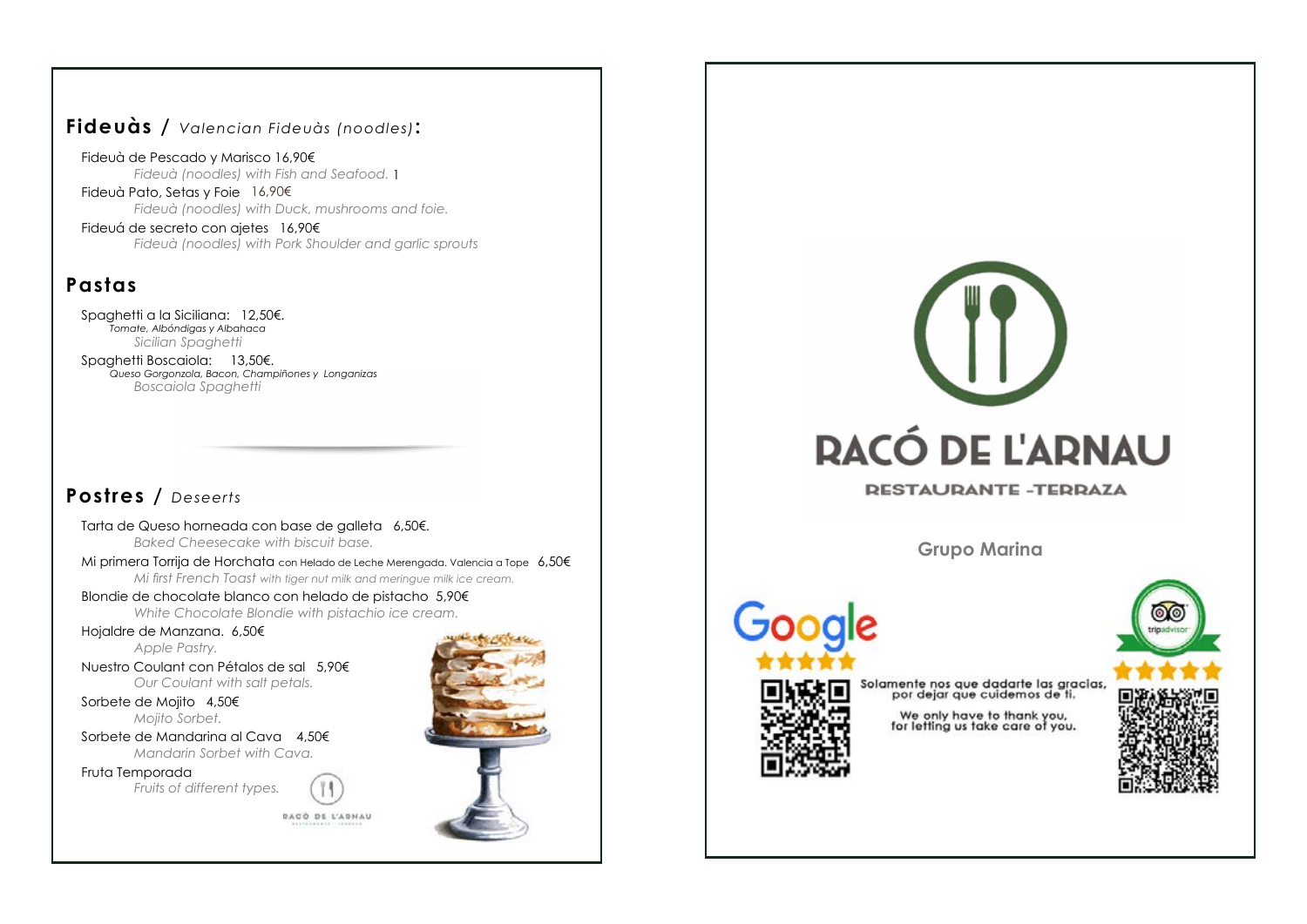## **Fideuàs** / *Valencian Fideuàs (noodles)*:

Fideuà de Pescado y Marisco 16,90€
*Fideuà (noodles) with Fish and Seafood.* 1

Fideuà Pato, Setas y Foie 16,90€
*Fideuà (noodles) with Duck, mushrooms and foie.*

Fideuá de secreto con ajetes 16,90€
*Fideuà (noodles) with Pork Shoulder and garlic sprouts*

## **Pastas**

Spaghetti a la Siciliana: 12,50€.
*Tomate, Albóndigas y Albahaca*
*Sicilian Spaghetti*

Spaghetti Boscaiola: 13,50€.
*Queso Gorgonzola, Bacon, Champiñones y Longanizas*
*Boscaiola Spaghetti*

## **Postres** / *Deseerts*

Tarta de Queso horneada con base de galleta 6,50€.
*Baked Cheesecake with biscuit base.*

Mi primera Torrija de Horchata con Helado de Leche Merengada. Valencia a Tope 6,50€
*Mi first French Toast with tiger nut milk and meringue milk ice cream.*

Blondie de chocolate blanco con helado de pistacho 5,90€
*White Chocolate Blondie with pistachio ice cream.*

Hojaldre de Manzana. 6,50€
*Apple Pastry.*

Nuestro Coulant con Pétalos de sal 5,90€
*Our Coulant with salt petals.*

Sorbete de Mojito 4,50€
*Mojito Sorbet.*

Sorbete de Mandarina al Cava 4,50€
*Mandarin Sorbet with Cava.*

Fruta Temporada
*Fruits of different types.*

RACÓ DE L'ARNAU

# RACÓ DE L'ARNAU

RESTAURANTE -TERRAZA

**Grupo Marina**

Google

Solamente nos que dadarte las gracias, por dejar que cuidemos de ti.

We only have to thank you, for letting us take care of you.

tripadvisor